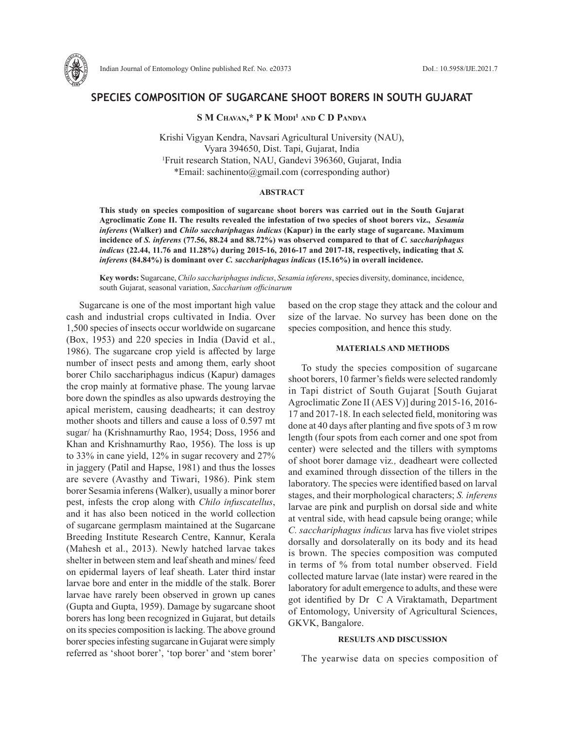# SPECIES COMPOSITION OF SUGARCANE SHOOT BORERS IN SOUTH GUJARAT

**S M Chavan,\* P K Modi[1] and C D Pandya**

Krishi Vigyan Kendra, Navsari Agricultural University (NAU), Vyara 394650, Dist. Tapi, Gujarat, India
[1]Fruit research Station, NAU, Gandevi 396360, Gujarat, India
\*Email: sachinento@gmail.com (corresponding author)

## ABSTRACT

**This study on species composition of sugarcane shoot borers was carried out in the South Gujarat Agroclimatic Zone II. The results revealed the infestation of two species of shoot borers viz., *Sesamia inferens* (Walker) and *Chilo sacchariphagus indicus* (Kapur) in the early stage of sugarcane. Maximum incidence of *S. inferens* (77.56, 88.24 and 88.72%) was observed compared to that of *C. sacchariphagus indicus* (22.44, 11.76 and 11.28%) during 2015-16, 2016-17 and 2017-18, respectively, indicating that *S. inferens* (84.84%) is dominant over *C. sacchariphagus indicus* (15.16%) in overall incidence.**

**Key words:** Sugarcane, *Chilo sacchariphagus indicus*, *Sesamia inferens*, species diversity, dominance, incidence, south Gujarat, seasonal variation, *Saccharium officinarum*

Sugarcane is one of the most important high value cash and industrial crops cultivated in India. Over 1,500 species of insects occur worldwide on sugarcane (Box, 1953) and 220 species in India (David et al., 1986). The sugarcane crop yield is affected by large number of insect pests and among them, early shoot borer Chilo sacchariphagus indicus (Kapur) damages the crop mainly at formative phase. The young larvae bore down the spindles as also upwards destroying the apical meristem, causing deadhearts; it can destroy mother shoots and tillers and cause a loss of 0.597 mt sugar/ ha (Krishnamurthy Rao, 1954; Doss, 1956 and Khan and Krishnamurthy Rao, 1956). The loss is up to 33% in cane yield, 12% in sugar recovery and 27% in jaggery (Patil and Hapse, 1981) and thus the losses are severe (Avasthy and Tiwari, 1986). Pink stem borer Sesamia inferens (Walker), usually a minor borer pest, infests the crop along with *Chilo infuscatellus*, and it has also been noticed in the world collection of sugarcane germplasm maintained at the Sugarcane Breeding Institute Research Centre, Kannur, Kerala (Mahesh et al., 2013). Newly hatched larvae takes shelter in between stem and leaf sheath and mines/ feed on epidermal layers of leaf sheath. Later third instar larvae bore and enter in the middle of the stalk. Borer larvae have rarely been observed in grown up canes (Gupta and Gupta, 1959). Damage by sugarcane shoot borers has long been recognized in Gujarat, but details on its species composition is lacking. The above ground borer species infesting sugarcane in Gujarat were simply referred as 'shoot borer', 'top borer' and 'stem borer' based on the crop stage they attack and the colour and size of the larvae. No survey has been done on the species composition, and hence this study.

## MATERIALS AND METHODS

To study the species composition of sugarcane shoot borers, 10 farmer's fields were selected randomly in Tapi district of South Gujarat [South Gujarat Agroclimatic Zone II (AES V)] during 2015-16, 2016-17 and 2017-18. In each selected field, monitoring was done at 40 days after planting and five spots of 3 m row length (four spots from each corner and one spot from center) were selected and the tillers with symptoms of shoot borer damage viz*.,* deadheart were collected and examined through dissection of the tillers in the laboratory. The species were identified based on larval stages, and their morphological characters; *S. inferens* larvae are pink and purplish on dorsal side and white at ventral side, with head capsule being orange; while *C. sacchariphagus indicus* larva has five violet stripes dorsally and dorsolaterally on its body and its head is brown. The species composition was computed in terms of % from total number observed. Field collected mature larvae (late instar) were reared in the laboratory for adult emergence to adults, and these were got identified by Dr C A Viraktamath, Department of Entomology, University of Agricultural Sciences, GKVK, Bangalore.

## RESULTS AND DISCUSSION

The yearwise data on species composition of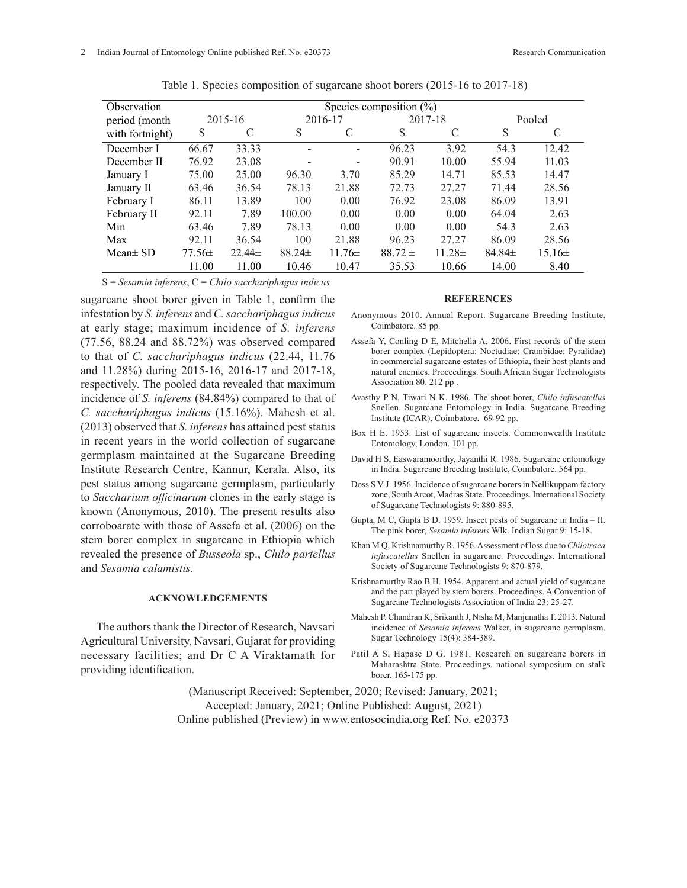Table 1. Species composition of sugarcane shoot borers (2015-16 to 2017-18)

| Observation period (month with fortnight) | Species composition (%) | | | | | | | |
|---|---|---|---|---|---|---|---|---|
| | 2015-16 | | 2016-17 | | 2017-18 | | Pooled | |
| | S | C | S | C | S | C | S | C |
| December I | 66.67 | 33.33 | - | - | 96.23 | 3.92 | 54.3 | 12.42 |
| December II | 76.92 | 23.08 | - | - | 90.91 | 10.00 | 55.94 | 11.03 |
| January I | 75.00 | 25.00 | 96.30 | 3.70 | 85.29 | 14.71 | 85.53 | 14.47 |
| January II | 63.46 | 36.54 | 78.13 | 21.88 | 72.73 | 27.27 | 71.44 | 28.56 |
| February I | 86.11 | 13.89 | 100 | 0.00 | 76.92 | 23.08 | 86.09 | 13.91 |
| February II | 92.11 | 7.89 | 100.00 | 0.00 | 0.00 | 0.00 | 64.04 | 2.63 |
| Min | 63.46 | 7.89 | 78.13 | 0.00 | 0.00 | 0.00 | 54.3 | 2.63 |
| Max | 92.11 | 36.54 | 100 | 21.88 | 96.23 | 27.27 | 86.09 | 28.56 |
| Mean± SD | 77.56± 11.00 | 22.44± 11.00 | 88.24± 10.46 | 11.76± 10.47 | 88.72 ± 35.53 | 11.28± 10.66 | 84.84± 14.00 | 15.16± 8.40 |

S = *Sesamia inferens*, C = *Chilo sacchariphagus indicus*

sugarcane shoot borer given in Table 1, confirm the infestation by *S. inferens* and *C. sacchariphagus indicus* at early stage; maximum incidence of *S. inferens* (77.56, 88.24 and 88.72%) was observed compared to that of *C. sacchariphagus indicus* (22.44, 11.76 and 11.28%) during 2015-16, 2016-17 and 2017-18, respectively. The pooled data revealed that maximum incidence of *S. inferens* (84.84%) compared to that of *C. sacchariphagus indicus* (15.16%). Mahesh et al. (2013) observed that *S. inferens* has attained pest status in recent years in the world collection of sugarcane germplasm maintained at the Sugarcane Breeding Institute Research Centre, Kannur, Kerala. Also, its pest status among sugarcane germplasm, particularly to *Saccharium officinarum* clones in the early stage is known (Anonymous, 2010). The present results also corroboarate with those of Assefa et al. (2006) on the stem borer complex in sugarcane in Ethiopia which revealed the presence of *Busseola* sp., *Chilo partellus* and *Sesamia calamistis.*

## ACKNOWLEDGEMENTS

The authors thank the Director of Research, Navsari Agricultural University, Navsari, Gujarat for providing necessary facilities; and Dr C A Viraktamath for providing identification.

## REFERENCES

Anonymous 2010. Annual Report. Sugarcane Breeding Institute, Coimbatore. 85 pp.

Assefa Y, Conling D E, Mitchella A. 2006. First records of the stem borer complex (Lepidoptera: Noctudiae: Crambidae: Pyralidae) in commercial sugarcane estates of Ethiopia, their host plants and natural enemies. Proceedings. South African Sugar Technologists Association 80. 212 pp .

Avasthy P N, Tiwari N K. 1986. The shoot borer, *Chilo infuscatellus* Snellen. Sugarcane Entomology in India. Sugarcane Breeding Institute (ICAR), Coimbatore. 69-92 pp.

Box H E. 1953. List of sugarcane insects. Commonwealth Institute Entomology, London. 101 pp.

David H S, Easwaramoorthy, Jayanthi R. 1986. Sugarcane entomology in India. Sugarcane Breeding Institute, Coimbatore. 564 pp.

Doss S V J. 1956. Incidence of sugarcane borers in Nellikuppam factory zone, South Arcot, Madras State. Proceedings. International Society of Sugarcane Technologists 9: 880-895.

Gupta, M C, Gupta B D. 1959. Insect pests of Sugarcane in India – II. The pink borer, *Sesamia inferens* Wlk. Indian Sugar 9: 15-18.

Khan M Q, Krishnamurthy R. 1956. Assessment of loss due to *Chilotraea infuscatellus* Snellen in sugarcane. Proceedings. International Society of Sugarcane Technologists 9: 870-879.

Krishnamurthy Rao B H. 1954. Apparent and actual yield of sugarcane and the part played by stem borers. Proceedings. A Convention of Sugarcane Technologists Association of India 23: 25-27.

Mahesh P. Chandran K, Srikanth J, Nisha M, Manjunatha T. 2013. Natural incidence of *Sesamia inferens* Walker, in sugarcane germplasm. Sugar Technology 15(4): 384-389.

Patil A S, Hapase D G. 1981. Research on sugarcane borers in Maharashtra State. Proceedings. national symposium on stalk borer. 165-175 pp.

(Manuscript Received: September, 2020; Revised: January, 2021; Accepted: January, 2021; Online Published: August, 2021)
Online published (Preview) in www.entosocindia.org Ref. No. e20373